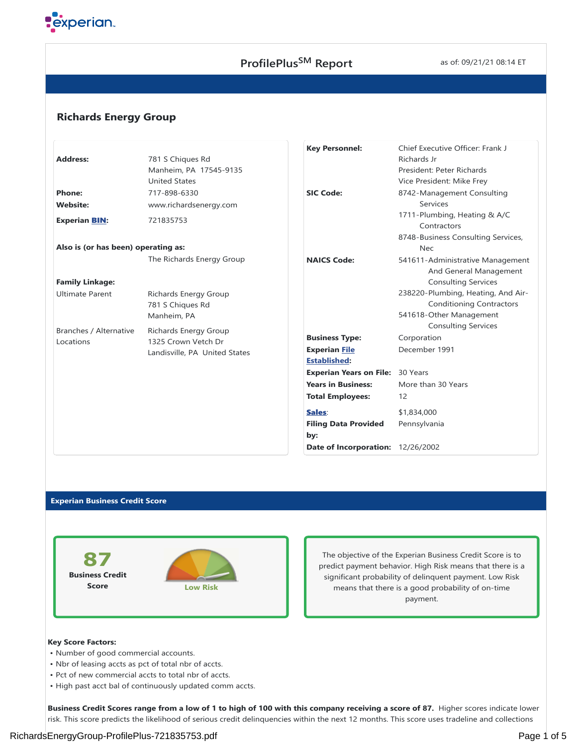experian

# ProfilePlusSM Report

as of: 09/21/21 08:14 ET

## Richards Energy Group

| | |
|---|---|
| **Address:** | 781 S Chiques Rd<br>Manheim, PA 17545-9135<br>United States |
| **Phone:** | 717-898-6330 |
| **Website:** | www.richardsenergy.com |
| **Experian BIN:** | 721835753 |

**Also is (or has been) operating as:**
The Richards Energy Group

**Family Linkage:**

| | |
|---|---|
| Ultimate Parent | Richards Energy Group<br>781 S Chiques Rd<br>Manheim, PA |
| Branches / Alternative Locations | Richards Energy Group<br>1325 Crown Vetch Dr<br>Landisville, PA United States |

| | |
|---|---|
| **Key Personnel:** | Chief Executive Officer: Frank J Richards Jr<br>President: Peter Richards<br>Vice President: Mike Frey |
| **SIC Code:** | 8742-Management Consulting Services<br>1711-Plumbing, Heating & A/C Contractors<br>8748-Business Consulting Services, Nec |
| **NAICS Code:** | 541611-Administrative Management And General Management Consulting Services<br>238220-Plumbing, Heating, And Air-Conditioning Contractors<br>541618-Other Management Consulting Services |
| **Business Type:** | Corporation |
| **Experian File Established:** | December 1991 |
| **Experian Years on File:** | 30 Years |
| **Years in Business:** | More than 30 Years |
| **Total Employees:** | 12 |
| **Sales:** | $1,834,000 |
| **Filing Data Provided by:** | Pennsylvania |
| **Date of Incorporation:** | 12/26/2002 |

## Experian Business Credit Score

**87**
**Business Credit Score**

Low Risk

The objective of the Experian Business Credit Score is to predict payment behavior. High Risk means that there is a significant probability of delinquent payment. Low Risk means that there is a good probability of on-time payment.

**Key Score Factors:**

- Number of good commercial accounts.
- Nbr of leasing accts as pct of total nbr of accts.
- Pct of new commercial accts to total nbr of accts.
- High past acct bal of continuously updated comm accts.

**Business Credit Scores range from a low of 1 to high of 100 with this company receiving a score of 87.** Higher scores indicate lower risk. This score predicts the likelihood of serious credit delinquencies within the next 12 months. This score uses tradeline and collections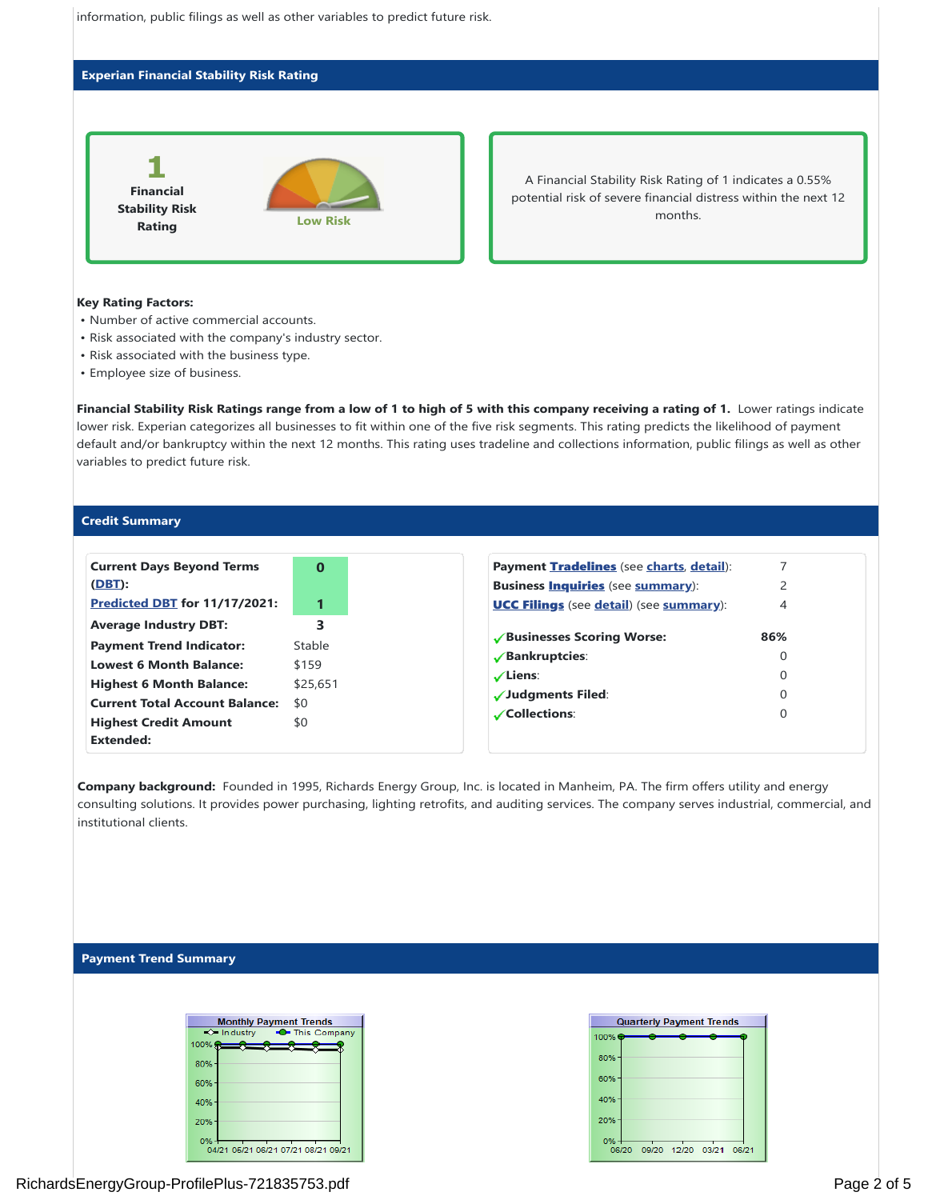information, public filings as well as other variables to predict future risk.

## Experian Financial Stability Risk Rating

**1**
**Financial Stability Risk Rating**

Low Risk

A Financial Stability Risk Rating of 1 indicates a 0.55% potential risk of severe financial distress within the next 12 months.

**Key Rating Factors:**

- Number of active commercial accounts.
- Risk associated with the company's industry sector.
- Risk associated with the business type.
- Employee size of business.

**Financial Stability Risk Ratings range from a low of 1 to high of 5 with this company receiving a rating of 1.** Lower ratings indicate lower risk. Experian categorizes all businesses to fit within one of the five risk segments. This rating predicts the likelihood of payment default and/or bankruptcy within the next 12 months. This rating uses tradeline and collections information, public filings as well as other variables to predict future risk.

## Credit Summary

| | |
|---|---|
| **Current Days Beyond Terms (DBT):** | **0** |
| **Predicted DBT for 11/17/2021:** | **1** |
| **Average Industry DBT:** | **3** |
| **Payment Trend Indicator:** | Stable |
| **Lowest 6 Month Balance:** | $159 |
| **Highest 6 Month Balance:** | $25,651 |
| **Current Total Account Balance:** | $0 |
| **Highest Credit Amount Extended:** | $0 |

| | |
|---|---|
| **Payment Tradelines** (see charts, detail): | 7 |
| **Business Inquiries** (see summary): | 2 |
| **UCC Filings** (see detail) (see summary): | 4 |
| ✓ **Businesses Scoring Worse:** | **86%** |
| ✓ **Bankruptcies:** | 0 |
| ✓ **Liens:** | 0 |
| ✓ **Judgments Filed:** | 0 |
| ✓ **Collections:** | 0 |

**Company background:** Founded in 1995, Richards Energy Group, Inc. is located in Manheim, PA. The firm offers utility and energy consulting solutions. It provides power purchasing, lighting retrofits, and auditing services. The company serves industrial, commercial, and institutional clients.

## Payment Trend Summary

Monthly Payment Trends

Quarterly Payment Trends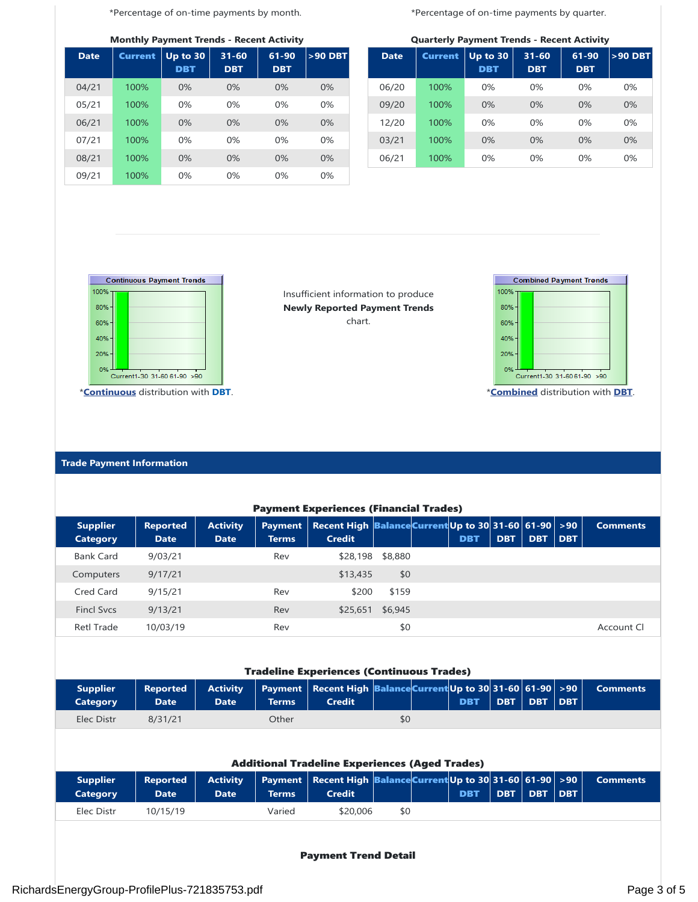*Percentage of on-time payments by month.

**Monthly Payment Trends - Recent Activity**

| Date | Current | Up to 30 DBT | 31-60 DBT | 61-90 DBT | >90 DBT |
|---|---|---|---|---|---|
| 04/21 | 100% | 0% | 0% | 0% | 0% |
| 05/21 | 100% | 0% | 0% | 0% | 0% |
| 06/21 | 100% | 0% | 0% | 0% | 0% |
| 07/21 | 100% | 0% | 0% | 0% | 0% |
| 08/21 | 100% | 0% | 0% | 0% | 0% |
| 09/21 | 100% | 0% | 0% | 0% | 0% |

*Percentage of on-time payments by quarter.

**Quarterly Payment Trends - Recent Activity**

| Date | Current | Up to 30 DBT | 31-60 DBT | 61-90 DBT | >90 DBT |
|---|---|---|---|---|---|
| 06/20 | 100% | 0% | 0% | 0% | 0% |
| 09/20 | 100% | 0% | 0% | 0% | 0% |
| 12/20 | 100% | 0% | 0% | 0% | 0% |
| 03/21 | 100% | 0% | 0% | 0% | 0% |
| 06/21 | 100% | 0% | 0% | 0% | 0% |

Continuous Payment Trends

*Continuous distribution with DBT.

Insufficient information to produce **Newly Reported Payment Trends** chart.

Combined Payment Trends

*Combined distribution with DBT.

## Trade Payment Information

**Payment Experiences (Financial Trades)**

| Supplier Category | Reported Date | Activity Date | Payment Terms | Recent High Credit | Balance | Current | Up to 30 DBT | 31-60 DBT | 61-90 DBT | >90 DBT | Comments |
|---|---|---|---|---|---|---|---|---|---|---|---|
| Bank Card | 9/03/21 | | Rev | $28,198 | $8,880 | | | | | | |
| Computers | 9/17/21 | | | $13,435 | $0 | | | | | | |
| Cred Card | 9/15/21 | | Rev | $200 | $159 | | | | | | |
| Fincl Svcs | 9/13/21 | | Rev | $25,651 | $6,945 | | | | | | |
| Retl Trade | 10/03/19 | | Rev | | $0 | | | | | | Account Cl |

**Tradeline Experiences (Continuous Trades)**

| Supplier Category | Reported Date | Activity Date | Payment Terms | Recent High Credit | Balance | Current | Up to 30 DBT | 31-60 DBT | 61-90 DBT | >90 DBT | Comments |
|---|---|---|---|---|---|---|---|---|---|---|---|
| Elec Distr | 8/31/21 | | Other | | $0 | | | | | | |

**Additional Tradeline Experiences (Aged Trades)**

| Supplier Category | Reported Date | Activity Date | Payment Terms | Recent High Credit | Balance | Current | Up to 30 DBT | 31-60 DBT | 61-90 DBT | >90 DBT | Comments |
|---|---|---|---|---|---|---|---|---|---|---|---|
| Elec Distr | 10/15/19 | | Varied | $20,006 | $0 | | | | | | |

**Payment Trend Detail**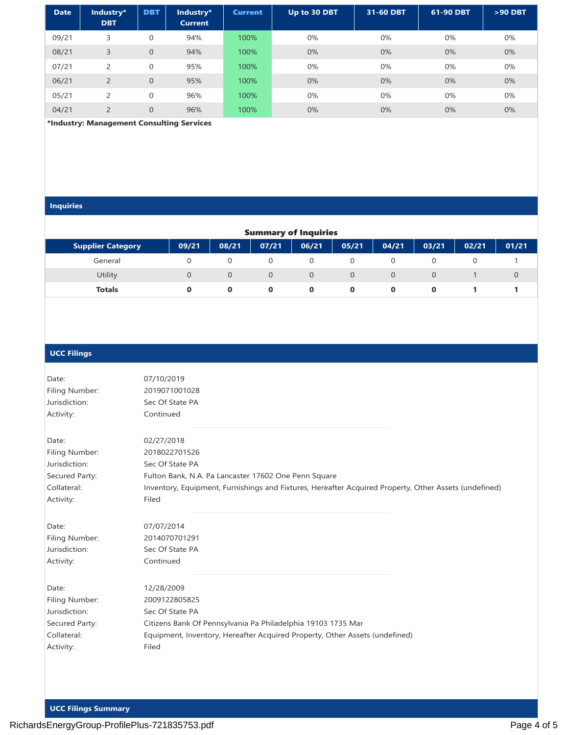| Date | Industry* DBT | DBT | Industry* Current | Current | Up to 30 DBT | 31-60 DBT | 61-90 DBT | >90 DBT |
|---|---|---|---|---|---|---|---|---|
| 09/21 | 3 | 0 | 94% | 100% | 0% | 0% | 0% | 0% |
| 08/21 | 3 | 0 | 94% | 100% | 0% | 0% | 0% | 0% |
| 07/21 | 2 | 0 | 95% | 100% | 0% | 0% | 0% | 0% |
| 06/21 | 2 | 0 | 95% | 100% | 0% | 0% | 0% | 0% |
| 05/21 | 2 | 0 | 96% | 100% | 0% | 0% | 0% | 0% |
| 04/21 | 2 | 0 | 96% | 100% | 0% | 0% | 0% | 0% |

**\*Industry: Management Consulting Services**

## Inquiries

**Summary of Inquiries**

| Supplier Category | 09/21 | 08/21 | 07/21 | 06/21 | 05/21 | 04/21 | 03/21 | 02/21 | 01/21 |
|---|---|---|---|---|---|---|---|---|---|
| General | 0 | 0 | 0 | 0 | 0 | 0 | 0 | 0 | 1 |
| Utility | 0 | 0 | 0 | 0 | 0 | 0 | 0 | 1 | 0 |
| **Totals** | **0** | **0** | **0** | **0** | **0** | **0** | **0** | **1** | **1** |

## UCC Filings

Date: 07/10/2019
Filing Number: 2019071001028
Jurisdiction: Sec Of State PA
Activity: Continued

---

Date: 02/27/2018
Filing Number: 2018022701526
Jurisdiction: Sec Of State PA
Secured Party: Fulton Bank, N.A. Pa Lancaster 17602 One Penn Square
Collateral: Inventory, Equipment, Furnishings and Fixtures, Hereafter Acquired Property, Other Assets (undefined)
Activity: Filed

---

Date: 07/07/2014
Filing Number: 2014070701291
Jurisdiction: Sec Of State PA
Activity: Continued

---

Date: 12/28/2009
Filing Number: 2009122805825
Jurisdiction: Sec Of State PA
Secured Party: Citizens Bank Of Pennsylvania Pa Philadelphia 19103 1735 Mar
Collateral: Equipment, Inventory, Hereafter Acquired Property, Other Assets (undefined)
Activity: Filed

## UCC Filings Summary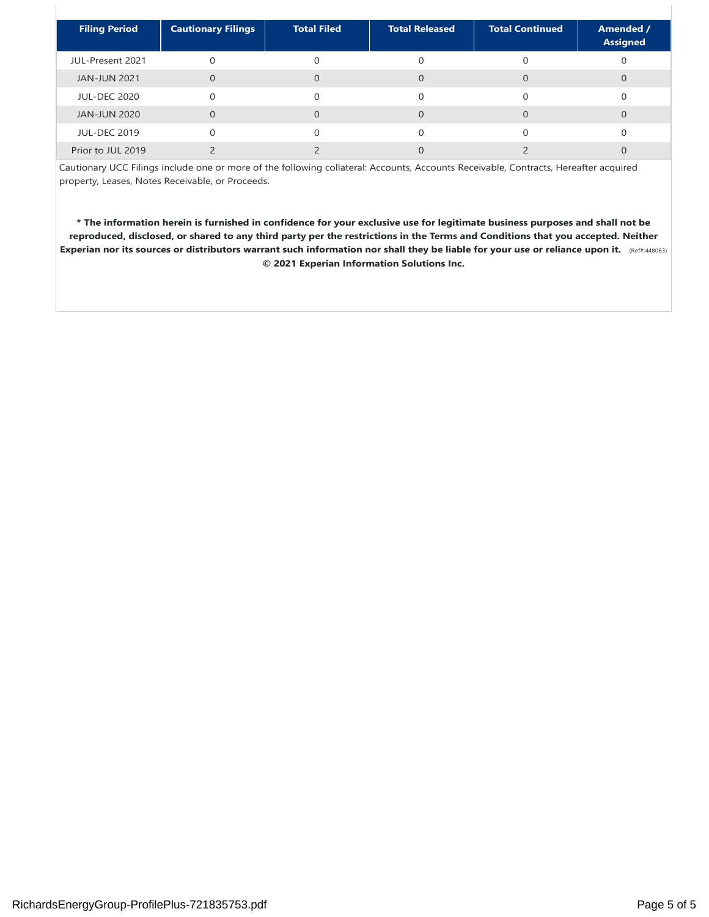| Filing Period | Cautionary Filings | Total Filed | Total Released | Total Continued | Amended / Assigned |
|---|---|---|---|---|---|
| JUL-Present 2021 | 0 | 0 | 0 | 0 | 0 |
| JAN-JUN 2021 | 0 | 0 | 0 | 0 | 0 |
| JUL-DEC 2020 | 0 | 0 | 0 | 0 | 0 |
| JAN-JUN 2020 | 0 | 0 | 0 | 0 | 0 |
| JUL-DEC 2019 | 0 | 0 | 0 | 0 | 0 |
| Prior to JUL 2019 | 2 | 2 | 0 | 2 | 0 |

Cautionary UCC Filings include one or more of the following collateral: Accounts, Accounts Receivable, Contracts, Hereafter acquired property, Leases, Notes Receivable, or Proceeds.

**\* The information herein is furnished in confidence for your exclusive use for legitimate business purposes and shall not be reproduced, disclosed, or shared to any third party per the restrictions in the Terms and Conditions that you accepted. Neither Experian nor its sources or distributors warrant such information nor shall they be liable for your use or reliance upon it.** (Ref#:448063)

**© 2021 Experian Information Solutions Inc.**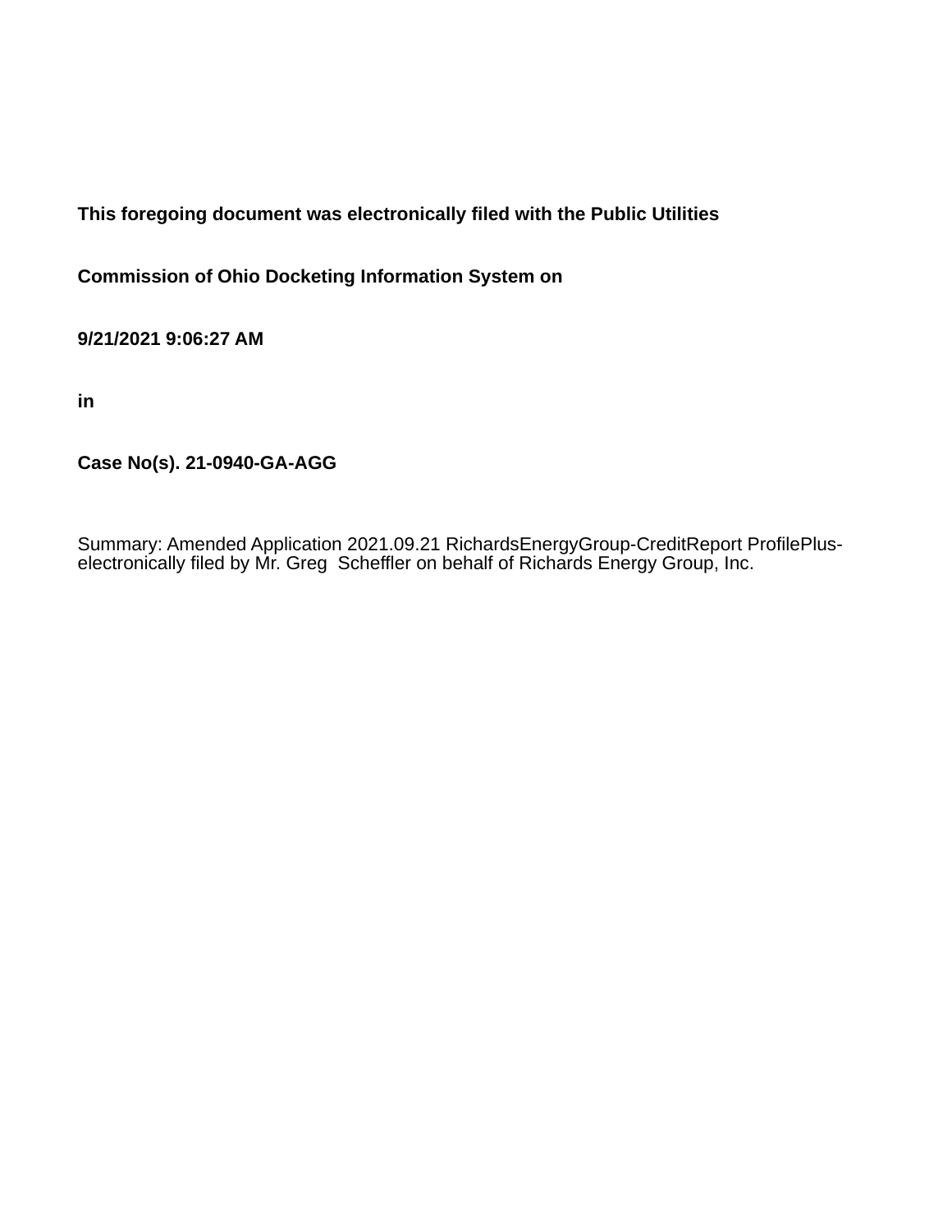**This foregoing document was electronically filed with the Public Utilities**

**Commission of Ohio Docketing Information System on**

**9/21/2021 9:06:27 AM**

**in**

**Case No(s). 21-0940-GA-AGG**

Summary: Amended Application 2021.09.21 RichardsEnergyGroup-CreditReport ProfilePlus-electronically filed by Mr. Greg Scheffler on behalf of Richards Energy Group, Inc.